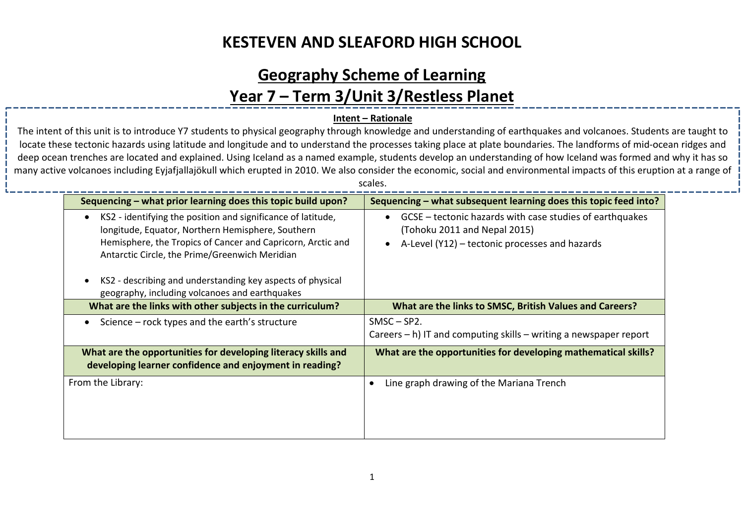# KESTEVEN AND SLEAFORD HIGH SCHOOL

## Geography Scheme of Learning

## Year 7 – Term 3/Unit 3/Restless Planet

**Intent – Rationale**

The intent of this unit is to introduce Y7 students to physical geography through knowledge and understanding of earthquakes and volcanoes. Students are taught to locate these tectonic hazards using latitude and longitude and to understand the processes taking place at plate boundaries. The landforms of mid-ocean ridges and deep ocean trenches are located and explained. Using Iceland as a named example, students develop an understanding of how Iceland was formed and why it has so many active volcanoes including Eyjafjallajökull which erupted in 2010. We also consider the economic, social and environmental impacts of this eruption at a range of scales.

| Sequencing – what prior learning does this topic build upon? | Sequencing – what subsequent learning does this topic feed into? |
|---|---|
| • KS2 - identifying the position and significance of latitude, longitude, Equator, Northern Hemisphere, Southern Hemisphere, the Tropics of Cancer and Capricorn, Arctic and Antarctic Circle, the Prime/Greenwich Meridian<br><br>• KS2 - describing and understanding key aspects of physical geography, including volcanoes and earthquakes | • GCSE – tectonic hazards with case studies of earthquakes (Tohoku 2011 and Nepal 2015)<br>• A-Level (Y12) – tectonic processes and hazards |
| **What are the links with other subjects in the curriculum?** | **What are the links to SMSC, British Values and Careers?** |
| • Science – rock types and the earth's structure | SMSC – SP2.<br>Careers – h) IT and computing skills – writing a newspaper report |
| **What are the opportunities for developing literacy skills and developing learner confidence and enjoyment in reading?** | **What are the opportunities for developing mathematical skills?** |
| From the Library: | • Line graph drawing of the Mariana Trench |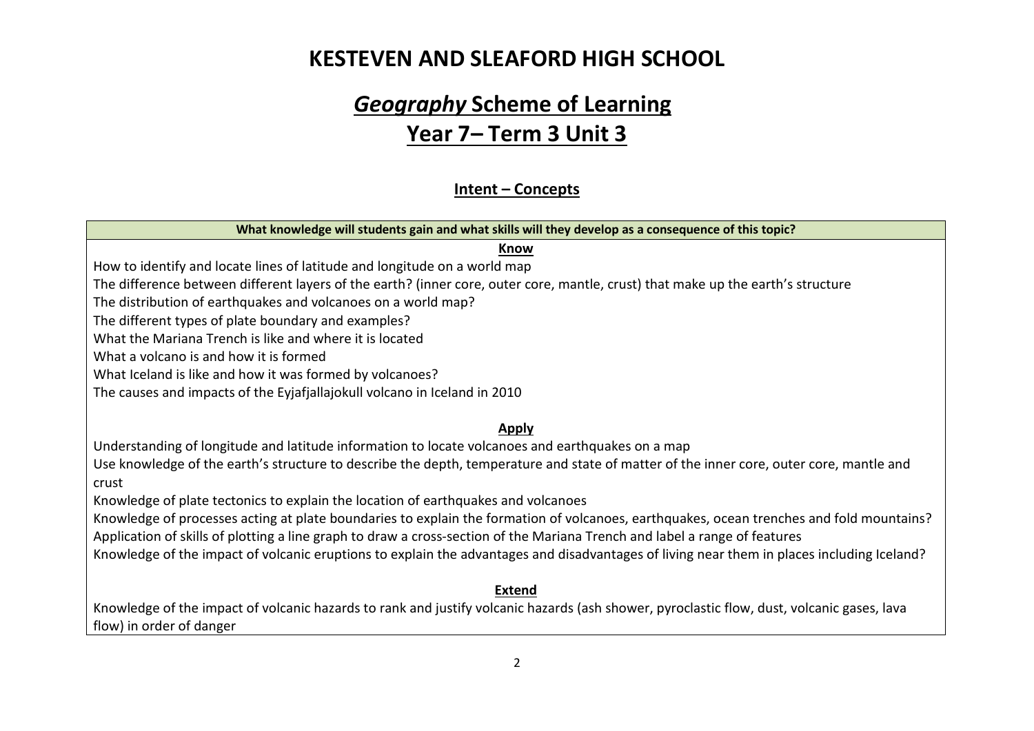# KESTEVEN AND SLEAFORD HIGH SCHOOL

## *Geography* Scheme of Learning

## Year 7– Term 3 Unit 3

### Intent – Concepts

| What knowledge will students gain and what skills will they develop as a consequence of this topic? |
|---|
| **Know**<br>How to identify and locate lines of latitude and longitude on a world map<br>The difference between different layers of the earth? (inner core, outer core, mantle, crust) that make up the earth's structure<br>The distribution of earthquakes and volcanoes on a world map?<br>The different types of plate boundary and examples?<br>What the Mariana Trench is like and where it is located<br>What a volcano is and how it is formed<br>What Iceland is like and how it was formed by volcanoes?<br>The causes and impacts of the Eyjafjallajokull volcano in Iceland in 2010<br><br>**Apply**<br>Understanding of longitude and latitude information to locate volcanoes and earthquakes on a map<br>Use knowledge of the earth's structure to describe the depth, temperature and state of matter of the inner core, outer core, mantle and crust<br>Knowledge of plate tectonics to explain the location of earthquakes and volcanoes<br>Knowledge of processes acting at plate boundaries to explain the formation of volcanoes, earthquakes, ocean trenches and fold mountains?<br>Application of skills of plotting a line graph to draw a cross-section of the Mariana Trench and label a range of features<br>Knowledge of the impact of volcanic eruptions to explain the advantages and disadvantages of living near them in places including Iceland?<br><br>**Extend**<br>Knowledge of the impact of volcanic hazards to rank and justify volcanic hazards (ash shower, pyroclastic flow, dust, volcanic gases, lava flow) in order of danger |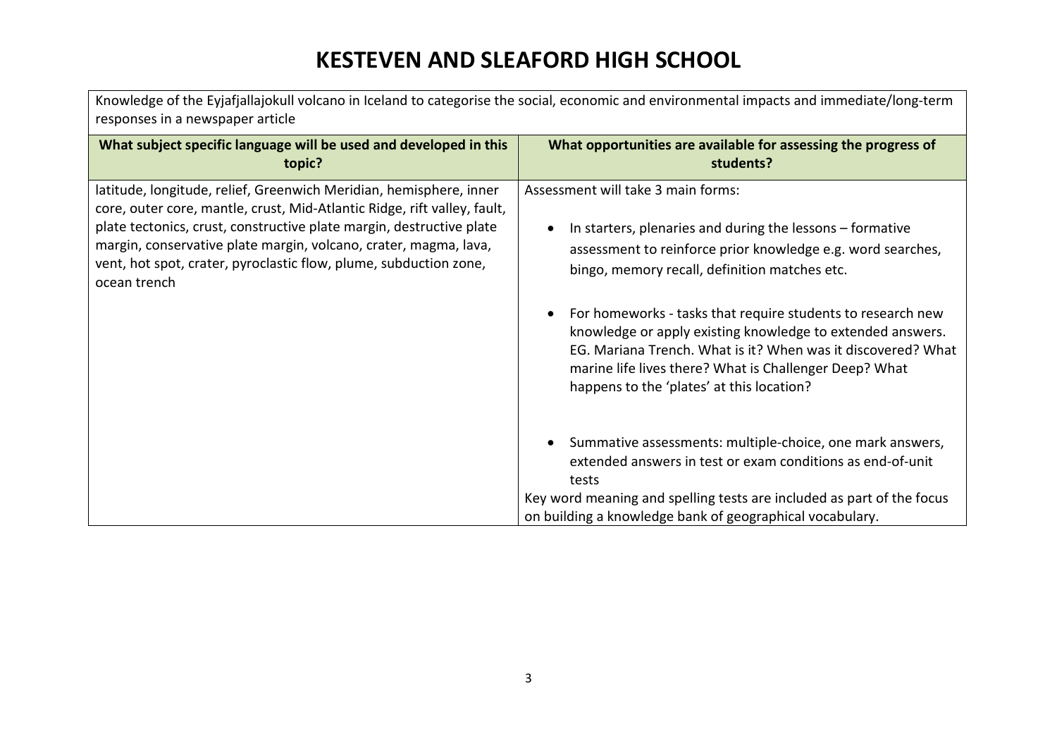# KESTEVEN AND SLEAFORD HIGH SCHOOL

| Knowledge of the Eyjafjallajokull volcano in Iceland to categorise the social, economic and environmental impacts and immediate/long-term responses in a newspaper article | |
|---|---|
| **What subject specific language will be used and developed in this topic?** | **What opportunities are available for assessing the progress of students?** |
| latitude, longitude, relief, Greenwich Meridian, hemisphere, inner core, outer core, mantle, crust, Mid-Atlantic Ridge, rift valley, fault, plate tectonics, crust, constructive plate margin, destructive plate margin, conservative plate margin, volcano, crater, magma, lava, vent, hot spot, crater, pyroclastic flow, plume, subduction zone, ocean trench | Assessment will take 3 main forms:<br><br>• In starters, plenaries and during the lessons – formative assessment to reinforce prior knowledge e.g. word searches, bingo, memory recall, definition matches etc.<br><br>• For homeworks - tasks that require students to research new knowledge or apply existing knowledge to extended answers. EG. Mariana Trench. What is it? When was it discovered? What marine life lives there? What is Challenger Deep? What happens to the 'plates' at this location?<br><br>• Summative assessments: multiple-choice, one mark answers, extended answers in test or exam conditions as end-of-unit tests<br><br>Key word meaning and spelling tests are included as part of the focus on building a knowledge bank of geographical vocabulary. |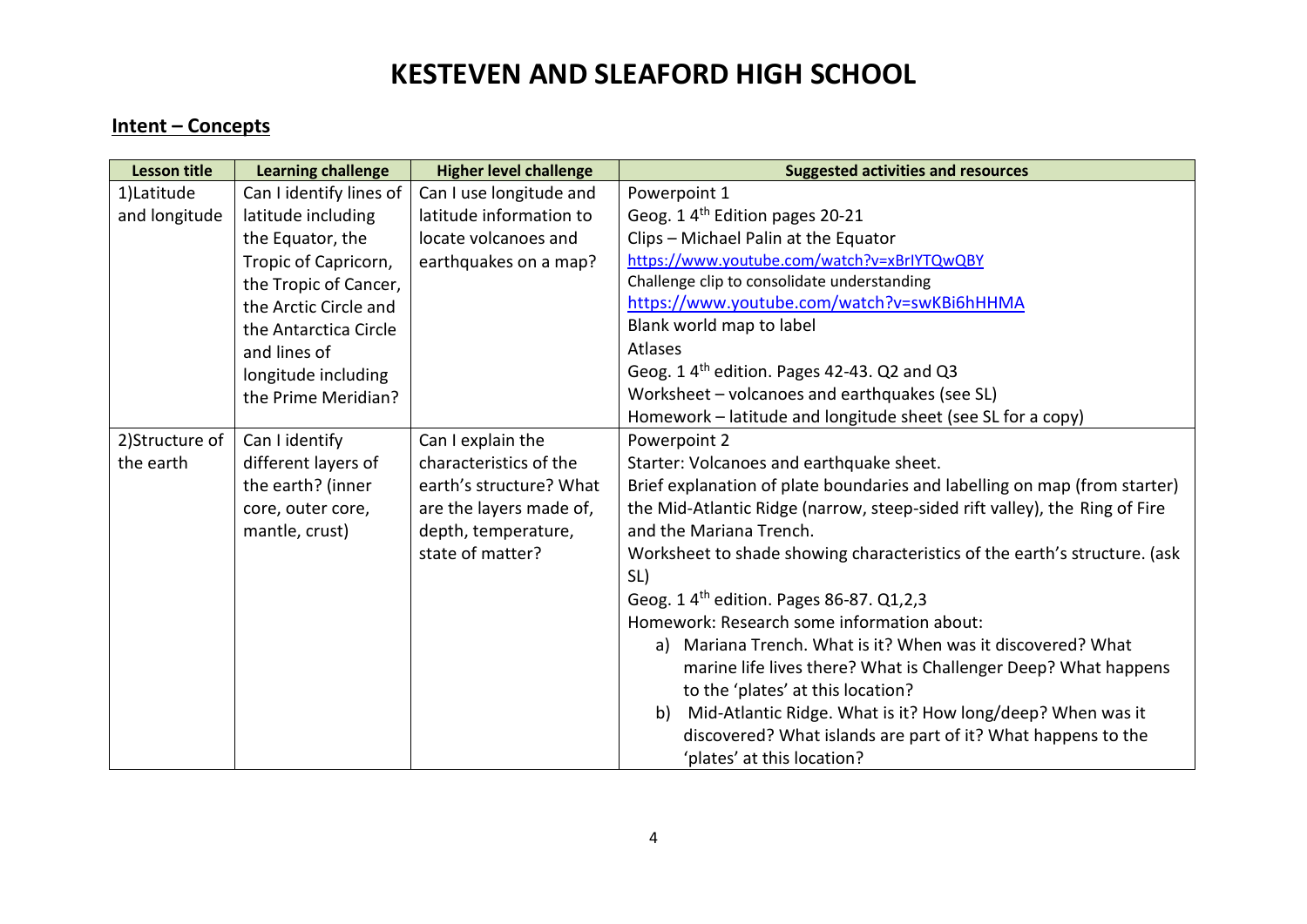# KESTEVEN AND SLEAFORD HIGH SCHOOL

## Intent – Concepts

| Lesson title | Learning challenge | Higher level challenge | Suggested activities and resources |
|---|---|---|---|
| 1)Latitude and longitude | Can I identify lines of latitude including the Equator, the Tropic of Capricorn, the Tropic of Cancer, the Arctic Circle and the Antarctica Circle and lines of longitude including the Prime Meridian? | Can I use longitude and latitude information to locate volcanoes and earthquakes on a map? | Powerpoint 1<br>Geog. 1 4th Edition pages 20-21<br>Clips – Michael Palin at the Equator<br>https://www.youtube.com/watch?v=xBrIYTQwQBY<br>Challenge clip to consolidate understanding<br>https://www.youtube.com/watch?v=swKBi6hHHMA<br>Blank world map to label<br>Atlases<br>Geog. 1 4th edition. Pages 42-43. Q2 and Q3<br>Worksheet – volcanoes and earthquakes (see SL)<br>Homework – latitude and longitude sheet (see SL for a copy) |
| 2)Structure of the earth | Can I identify different layers of the earth? (inner core, outer core, mantle, crust) | Can I explain the characteristics of the earth's structure? What are the layers made of, depth, temperature, state of matter? | Powerpoint 2<br>Starter: Volcanoes and earthquake sheet.<br>Brief explanation of plate boundaries and labelling on map (from starter) the Mid-Atlantic Ridge (narrow, steep-sided rift valley), the Ring of Fire and the Mariana Trench.<br>Worksheet to shade showing characteristics of the earth's structure. (ask SL)<br>Geog. 1 4th edition. Pages 86-87. Q1,2,3<br>Homework: Research some information about:<br>a) Mariana Trench. What is it? When was it discovered? What marine life lives there? What is Challenger Deep? What happens to the 'plates' at this location?<br>b) Mid-Atlantic Ridge. What is it? How long/deep? When was it discovered? What islands are part of it? What happens to the 'plates' at this location? |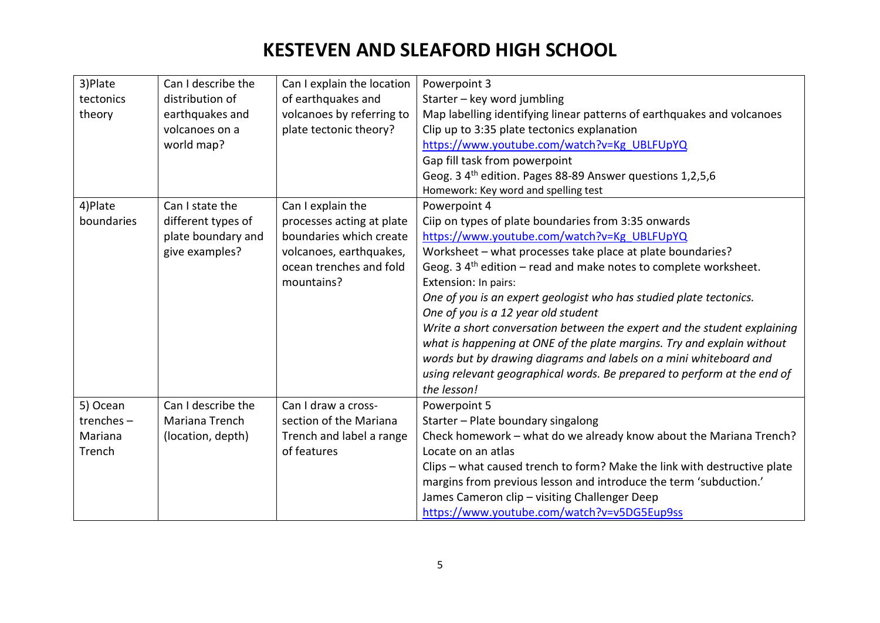# KESTEVEN AND SLEAFORD HIGH SCHOOL

| | | | |
|---|---|---|---|
| 3)Plate tectonics theory | Can I describe the distribution of earthquakes and volcanoes on a world map? | Can I explain the location of earthquakes and volcanoes by referring to plate tectonic theory? | Powerpoint 3<br>Starter – key word jumbling<br>Map labelling identifying linear patterns of earthquakes and volcanoes<br>Clip up to 3:35 plate tectonics explanation<br>https://www.youtube.com/watch?v=Kg_UBLFUpYQ<br>Gap fill task from powerpoint<br>Geog. 3 4th edition. Pages 88-89 Answer questions 1,2,5,6<br>Homework: Key word and spelling test |
| 4)Plate boundaries | Can I state the different types of plate boundary and give examples? | Can I explain the processes acting at plate boundaries which create volcanoes, earthquakes, ocean trenches and fold mountains? | Powerpoint 4<br>Ciip on types of plate boundaries from 3:35 onwards<br>https://www.youtube.com/watch?v=Kg_UBLFUpYQ<br>Worksheet – what processes take place at plate boundaries?<br>Geog. 3 4th edition – read and make notes to complete worksheet.<br>Extension: In pairs:<br>*One of you is an expert geologist who has studied plate tectonics.*<br>*One of you is a 12 year old student*<br>*Write a short conversation between the expert and the student explaining what is happening at ONE of the plate margins. Try and explain without words but by drawing diagrams and labels on a mini whiteboard and using relevant geographical words. Be prepared to perform at the end of the lesson!* |
| 5) Ocean trenches – Mariana Trench | Can I describe the Mariana Trench (location, depth) | Can I draw a cross-section of the Mariana Trench and label a range of features | Powerpoint 5<br>Starter – Plate boundary singalong<br>Check homework – what do we already know about the Mariana Trench?<br>Locate on an atlas<br>Clips – what caused trench to form? Make the link with destructive plate margins from previous lesson and introduce the term 'subduction.'<br>James Cameron clip – visiting Challenger Deep<br>https://www.youtube.com/watch?v=v5DG5Eup9ss |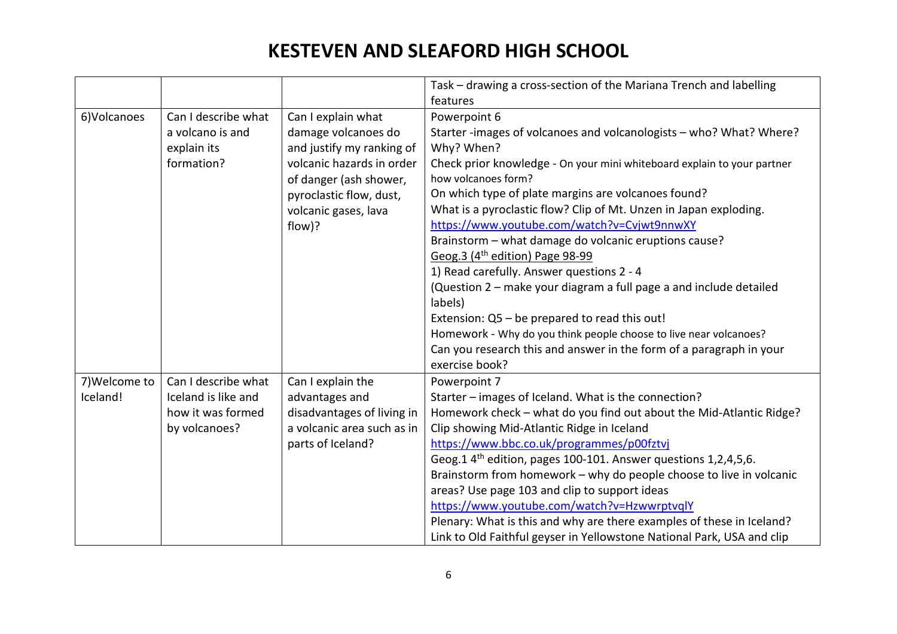# KESTEVEN AND SLEAFORD HIGH SCHOOL

| | | | |
|---|---|---|---|
| | | | Task – drawing a cross-section of the Mariana Trench and labelling features |
| 6)Volcanoes | Can I describe what a volcano is and explain its formation? | Can I explain what damage volcanoes do and justify my ranking of volcanic hazards in order of danger (ash shower, pyroclastic flow, dust, volcanic gases, lava flow)? | Powerpoint 6<br>Starter -images of volcanoes and volcanologists – who? What? Where? Why? When?<br>Check prior knowledge - On your mini whiteboard explain to your partner how volcanoes form?<br>On which type of plate margins are volcanoes found?<br>What is a pyroclastic flow? Clip of Mt. Unzen in Japan exploding.<br>https://www.youtube.com/watch?v=Cvjwt9nnwXY<br>Brainstorm – what damage do volcanic eruptions cause?<br>Geog.3 (4th edition) Page 98-99<br>1) Read carefully. Answer questions 2 - 4<br>(Question 2 – make your diagram a full page a and include detailed labels)<br>Extension: Q5 – be prepared to read this out!<br>Homework - Why do you think people choose to live near volcanoes?<br>Can you research this and answer in the form of a paragraph in your exercise book? |
| 7)Welcome to Iceland! | Can I describe what Iceland is like and how it was formed by volcanoes? | Can I explain the advantages and disadvantages of living in a volcanic area such as in parts of Iceland? | Powerpoint 7<br>Starter – images of Iceland. What is the connection?<br>Homework check – what do you find out about the Mid-Atlantic Ridge?<br>Clip showing Mid-Atlantic Ridge in Iceland<br>https://www.bbc.co.uk/programmes/p00fztvj<br>Geog.1 4th edition, pages 100-101. Answer questions 1,2,4,5,6.<br>Brainstorm from homework – why do people choose to live in volcanic areas? Use page 103 and clip to support ideas<br>https://www.youtube.com/watch?v=HzwwrptvqlY<br>Plenary: What is this and why are there examples of these in Iceland?<br>Link to Old Faithful geyser in Yellowstone National Park, USA and clip |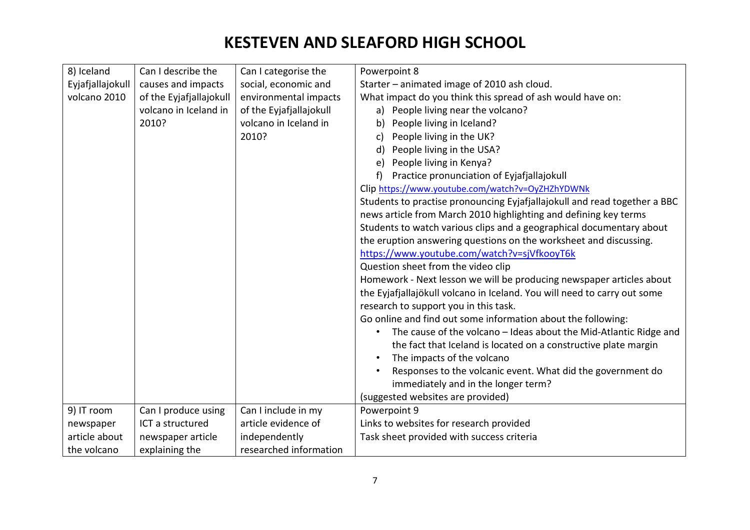# KESTEVEN AND SLEAFORD HIGH SCHOOL

| | | | |
|---|---|---|---|
| 8) Iceland Eyjafjallajokull volcano 2010 | Can I describe the causes and impacts of the Eyjafjallajokull volcano in Iceland in 2010? | Can I categorise the social, economic and environmental impacts of the Eyjafjallajokull volcano in Iceland in 2010? | Powerpoint 8<br>Starter – animated image of 2010 ash cloud.<br>What impact do you think this spread of ash would have on:<br>a) People living near the volcano?<br>b) People living in Iceland?<br>c) People living in the UK?<br>d) People living in the USA?<br>e) People living in Kenya?<br>f) Practice pronunciation of Eyjafjallajokull<br>Clip https://www.youtube.com/watch?v=OyZHZhYDWNk<br>Students to practise pronouncing Eyjafjallajokull and read together a BBC news article from March 2010 highlighting and defining key terms<br>Students to watch various clips and a geographical documentary about the eruption answering questions on the worksheet and discussing.<br>https://www.youtube.com/watch?v=sjVfkooyT6k<br>Question sheet from the video clip<br>Homework - Next lesson we will be producing newspaper articles about the Eyjafjallajökull volcano in Iceland. You will need to carry out some research to support you in this task.<br>Go online and find out some information about the following:<br>• The cause of the volcano – Ideas about the Mid-Atlantic Ridge and the fact that Iceland is located on a constructive plate margin<br>• The impacts of the volcano<br>• Responses to the volcanic event. What did the government do immediately and in the longer term?<br>(suggested websites are provided) |
| 9) IT room newspaper article about the volcano | Can I produce using ICT a structured newspaper article explaining the | Can I include in my article evidence of independently researched information | Powerpoint 9<br>Links to websites for research provided<br>Task sheet provided with success criteria |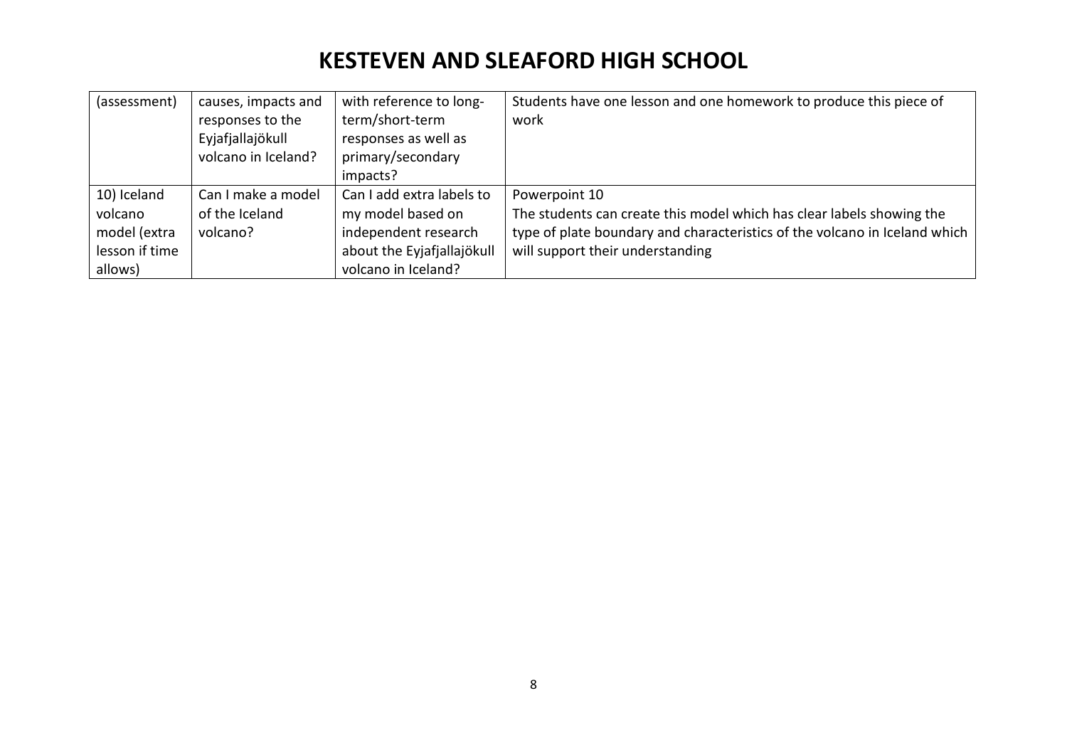# KESTEVEN AND SLEAFORD HIGH SCHOOL

| | | | |
|---|---|---|---|
| (assessment) | causes, impacts and responses to the Eyjafjallajökull volcano in Iceland? | with reference to long-term/short-term responses as well as primary/secondary impacts? | Students have one lesson and one homework to produce this piece of work |
| 10) Iceland volcano model (extra lesson if time allows) | Can I make a model of the Iceland volcano? | Can I add extra labels to my model based on independent research about the Eyjafjallajökull volcano in Iceland? | Powerpoint 10<br>The students can create this model which has clear labels showing the type of plate boundary and characteristics of the volcano in Iceland which will support their understanding |